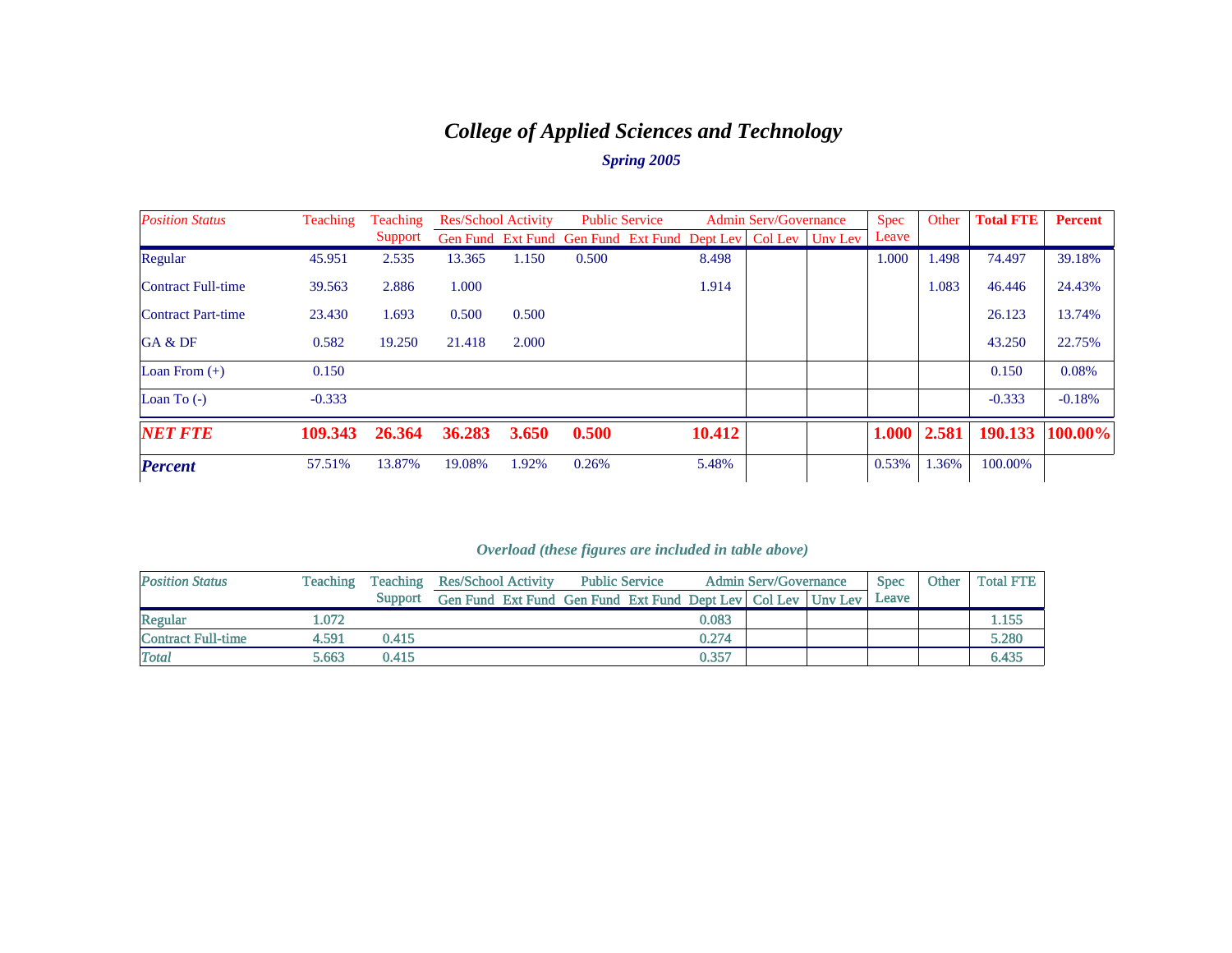# *College of Applied Sciences and Technology*

***Spring 2005***

| *Position Status* | Teaching | Teaching Support | Res/School Activity | | Public Service | | Admin Serv/Governance | | | Spec Leave | Other | **Total FTE** | **Percent** |
|---|---|---|---|---|---|---|---|---|---|---|---|---|---|
| | | | Gen Fund | Ext Fund | Gen Fund | Ext Fund | Dept Lev | Col Lev | Unv Lev | | | | |
| Regular | 45.951 | 2.535 | 13.365 | 1.150 | 0.500 | | 8.498 | | | 1.000 | 1.498 | 74.497 | 39.18% |
| Contract Full-time | 39.563 | 2.886 | 1.000 | | | | 1.914 | | | | 1.083 | 46.446 | 24.43% |
| Contract Part-time | 23.430 | 1.693 | 0.500 | 0.500 | | | | | | | | 26.123 | 13.74% |
| GA & DF | 0.582 | 19.250 | 21.418 | 2.000 | | | | | | | | 43.250 | 22.75% |
| Loan From (+) | 0.150 | | | | | | | | | | | 0.150 | 0.08% |
| Loan To (-) | -0.333 | | | | | | | | | | | -0.333 | -0.18% |
| ***NET FTE*** | **109.343** | **26.364** | **36.283** | **3.650** | **0.500** | | **10.412** | | | **1.000** | **2.581** | **190.133** | **100.00%** |
| ***Percent*** | 57.51% | 13.87% | 19.08% | 1.92% | 0.26% | | 5.48% | | | 0.53% | 1.36% | 100.00% | |

*Overload (these figures are included in table above)*

| *Position Status* | Teaching | Teaching Support | Res/School Activity | | Public Service | | Admin Serv/Governance | | | Spec Leave | Other | Total FTE |
|---|---|---|---|---|---|---|---|---|---|---|---|---|
| | | | Gen Fund | Ext Fund | Gen Fund | Ext Fund | Dept Lev | Col Lev | Unv Lev | | | |
| Regular | 1.072 | | | | | | 0.083 | | | | | 1.155 |
| Contract Full-time | 4.591 | 0.415 | | | | | 0.274 | | | | | 5.280 |
| *Total* | 5.663 | 0.415 | | | | | 0.357 | | | | | 6.435 |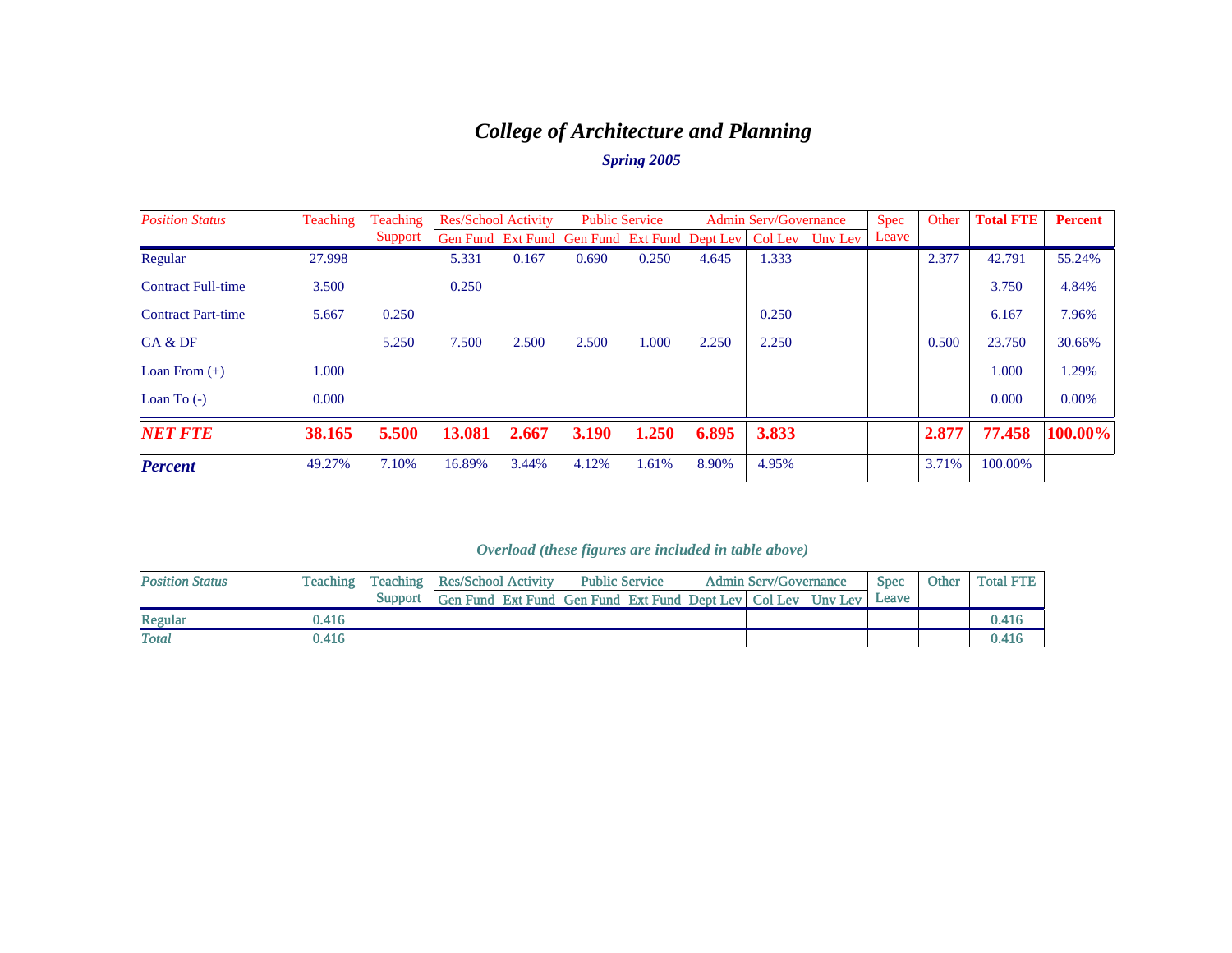# College of Architecture and Planning

### *Spring 2005*

| *Position Status* | Teaching | Teaching Support | Res/School Activity | | Public Service | | Admin Serv/Governance | | | Spec Leave | Other | Total FTE | Percent |
|---|---|---|---|---|---|---|---|---|---|---|---|---|---|
| | | | Gen Fund | Ext Fund | Gen Fund | Ext Fund | Dept Lev | Col Lev | Unv Lev | | | | |
| Regular | 27.998 | | 5.331 | 0.167 | 0.690 | 0.250 | 4.645 | 1.333 | | | 2.377 | 42.791 | 55.24% |
| Contract Full-time | 3.500 | | 0.250 | | | | | | | | | 3.750 | 4.84% |
| Contract Part-time | 5.667 | 0.250 | | | | | | 0.250 | | | | 6.167 | 7.96% |
| GA & DF | | 5.250 | 7.500 | 2.500 | 2.500 | 1.000 | 2.250 | 2.250 | | | 0.500 | 23.750 | 30.66% |
| Loan From (+) | 1.000 | | | | | | | | | | | 1.000 | 1.29% |
| Loan To (-) | 0.000 | | | | | | | | | | | 0.000 | 0.00% |
| ***NET FTE*** | **38.165** | **5.500** | **13.081** | **2.667** | **3.190** | **1.250** | **6.895** | **3.833** | | | **2.877** | **77.458** | **100.00%** |
| ***Percent*** | 49.27% | 7.10% | 16.89% | 3.44% | 4.12% | 1.61% | 8.90% | 4.95% | | | 3.71% | 100.00% | |

### *Overload (these figures are included in table above)*

| *Position Status* | Teaching | Teaching Support | Res/School Activity | | Public Service | | Admin Serv/Governance | | | Spec Leave | Other | Total FTE |
|---|---|---|---|---|---|---|---|---|---|---|---|---|
| | | | Gen Fund | Ext Fund | Gen Fund | Ext Fund | Dept Lev | Col Lev | Unv Lev | | | |
| Regular | 0.416 | | | | | | | | | | | 0.416 |
| *Total* | 0.416 | | | | | | | | | | | 0.416 |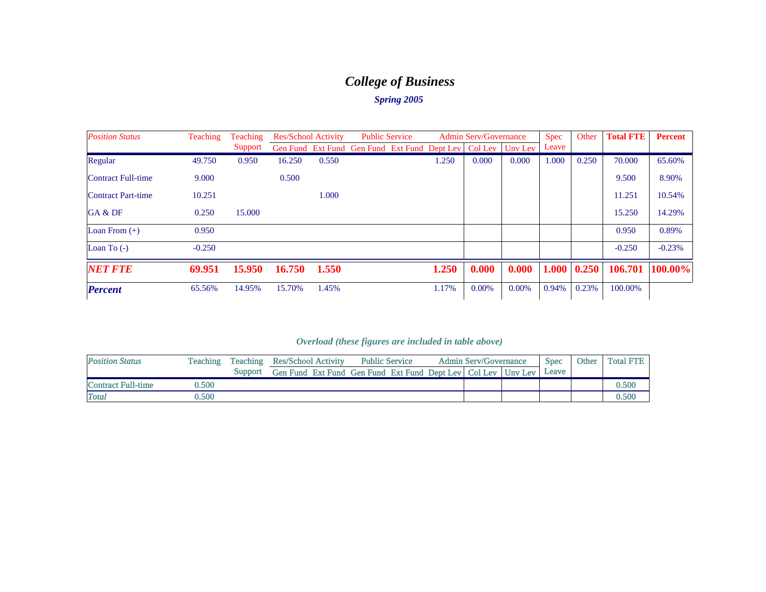# *College of Business*

***Spring 2005***

| *Position Status* | Teaching | Teaching Support | Res/School Activity | | Public Service | | Admin Serv/Governance | | | Spec Leave | Other | **Total FTE** | **Percent** |
|---|---|---|---|---|---|---|---|---|---|---|---|---|---|
| | | | Gen Fund | Ext Fund | Gen Fund | Ext Fund | Dept Lev | Col Lev | Unv Lev | | | | |
| Regular | 49.750 | 0.950 | 16.250 | 0.550 | | | 1.250 | 0.000 | 0.000 | 1.000 | 0.250 | 70.000 | 65.60% |
| Contract Full-time | 9.000 | | 0.500 | | | | | | | | | 9.500 | 8.90% |
| Contract Part-time | 10.251 | | | 1.000 | | | | | | | | 11.251 | 10.54% |
| GA & DF | 0.250 | 15.000 | | | | | | | | | | 15.250 | 14.29% |
| Loan From (+) | 0.950 | | | | | | | | | | | 0.950 | 0.89% |
| Loan To (-) | -0.250 | | | | | | | | | | | -0.250 | -0.23% |
| ***NET FTE*** | **69.951** | **15.950** | **16.750** | **1.550** | | | **1.250** | **0.000** | **0.000** | **1.000** | **0.250** | **106.701** | **100.00%** |
| ***Percent*** | 65.56% | 14.95% | 15.70% | 1.45% | | | 1.17% | 0.00% | 0.00% | 0.94% | 0.23% | 100.00% | |

***Overload (these figures are included in table above)***

| *Position Status* | Teaching | Teaching Support | Res/School Activity | | Public Service | | Admin Serv/Governance | | | Spec Leave | Other | Total FTE |
|---|---|---|---|---|---|---|---|---|---|---|---|---|
| | | | Gen Fund | Ext Fund | Gen Fund | Ext Fund | Dept Lev | Col Lev | Unv Lev | | | |
| Contract Full-time | 0.500 | | | | | | | | | | | 0.500 |
| *Total* | 0.500 | | | | | | | | | | | 0.500 |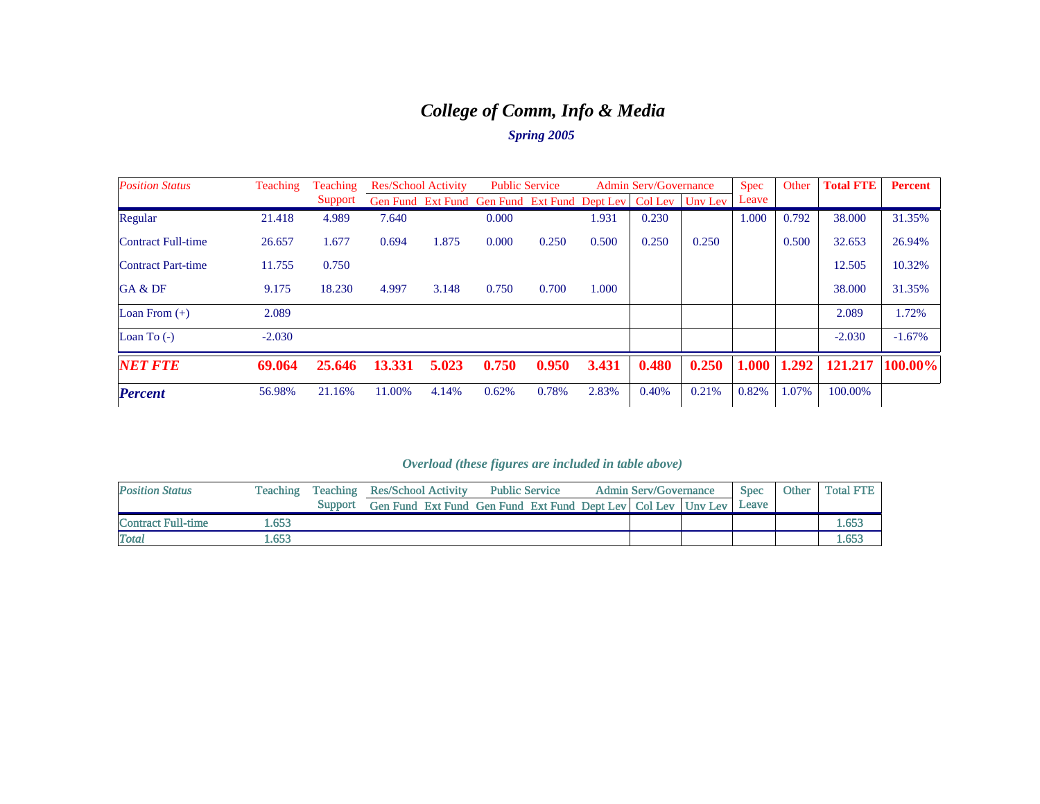# *College of Comm, Info & Media*

***Spring 2005***

| *Position Status* | Teaching | Teaching Support | Res/School Activity | | Public Service | | Admin Serv/Governance | | | Spec Leave | Other | **Total FTE** | **Percent** |
|---|---|---|---|---|---|---|---|---|---|---|---|---|---|
| | | | Gen Fund | Ext Fund | Gen Fund | Ext Fund | Dept Lev | Col Lev | Unv Lev | | | | |
| Regular | 21.418 | 4.989 | 7.640 | | 0.000 | | 1.931 | 0.230 | | 1.000 | 0.792 | 38.000 | 31.35% |
| Contract Full-time | 26.657 | 1.677 | 0.694 | 1.875 | 0.000 | 0.250 | 0.500 | 0.250 | 0.250 | | 0.500 | 32.653 | 26.94% |
| Contract Part-time | 11.755 | 0.750 | | | | | | | | | | 12.505 | 10.32% |
| GA & DF | 9.175 | 18.230 | 4.997 | 3.148 | 0.750 | 0.700 | 1.000 | | | | | 38.000 | 31.35% |
| Loan From (+) | 2.089 | | | | | | | | | | | 2.089 | 1.72% |
| Loan To (-) | -2.030 | | | | | | | | | | | -2.030 | -1.67% |
| ***NET FTE*** | **69.064** | **25.646** | **13.331** | **5.023** | **0.750** | **0.950** | **3.431** | **0.480** | **0.250** | **1.000** | **1.292** | **121.217** | **100.00%** |
| ***Percent*** | 56.98% | 21.16% | 11.00% | 4.14% | 0.62% | 0.78% | 2.83% | 0.40% | 0.21% | 0.82% | 1.07% | 100.00% | |

***Overload (these figures are included in table above)***

| *Position Status* | Teaching | Teaching Support | Res/School Activity | | Public Service | | Admin Serv/Governance | | | Spec Leave | Other | Total FTE |
|---|---|---|---|---|---|---|---|---|---|---|---|---|
| | | | Gen Fund | Ext Fund | Gen Fund | Ext Fund | Dept Lev | Col Lev | Unv Lev | | | |
| Contract Full-time | 1.653 | | | | | | | | | | | 1.653 |
| *Total* | 1.653 | | | | | | | | | | | 1.653 |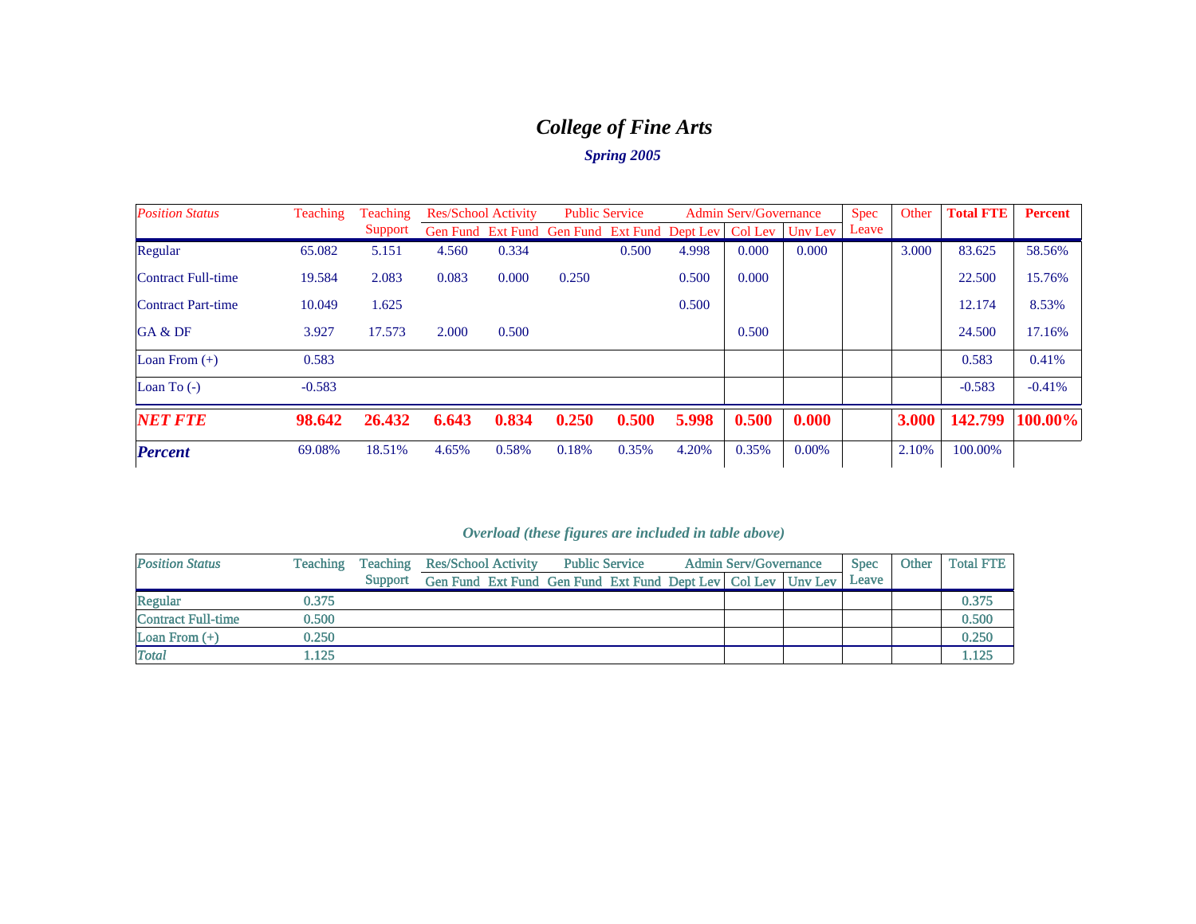# *College of Fine Arts*

### *Spring 2005*

| *Position Status* | Teaching | Teaching Support | Res/School Activity | | Public Service | | Admin Serv/Governance | | | Spec Leave | Other | **Total FTE** | **Percent** |
|---|---|---|---|---|---|---|---|---|---|---|---|---|---|
| | | | Gen Fund | Ext Fund | Gen Fund | Ext Fund | Dept Lev | Col Lev | Unv Lev | | | | |
| Regular | 65.082 | 5.151 | 4.560 | 0.334 | | 0.500 | 4.998 | 0.000 | 0.000 | | 3.000 | 83.625 | 58.56% |
| Contract Full-time | 19.584 | 2.083 | 0.083 | 0.000 | 0.250 | | 0.500 | 0.000 | | | | 22.500 | 15.76% |
| Contract Part-time | 10.049 | 1.625 | | | | | 0.500 | | | | | 12.174 | 8.53% |
| GA & DF | 3.927 | 17.573 | 2.000 | 0.500 | | | | 0.500 | | | | 24.500 | 17.16% |
| Loan From (+) | 0.583 | | | | | | | | | | | 0.583 | 0.41% |
| Loan To (-) | -0.583 | | | | | | | | | | | -0.583 | -0.41% |
| ***NET FTE*** | **98.642** | **26.432** | **6.643** | **0.834** | **0.250** | **0.500** | **5.998** | **0.500** | **0.000** | | **3.000** | **142.799** | **100.00%** |
| ***Percent*** | 69.08% | 18.51% | 4.65% | 0.58% | 0.18% | 0.35% | 4.20% | 0.35% | 0.00% | | 2.10% | 100.00% | |

### *Overload (these figures are included in table above)*

| *Position Status* | Teaching | Teaching Support | Res/School Activity | | Public Service | | Admin Serv/Governance | | | Spec Leave | Other | Total FTE |
|---|---|---|---|---|---|---|---|---|---|---|---|---|
| | | | Gen Fund | Ext Fund | Gen Fund | Ext Fund | Dept Lev | Col Lev | Unv Lev | | | |
| Regular | 0.375 | | | | | | | | | | | 0.375 |
| Contract Full-time | 0.500 | | | | | | | | | | | 0.500 |
| Loan From (+) | 0.250 | | | | | | | | | | | 0.250 |
| *Total* | 1.125 | | | | | | | | | | | 1.125 |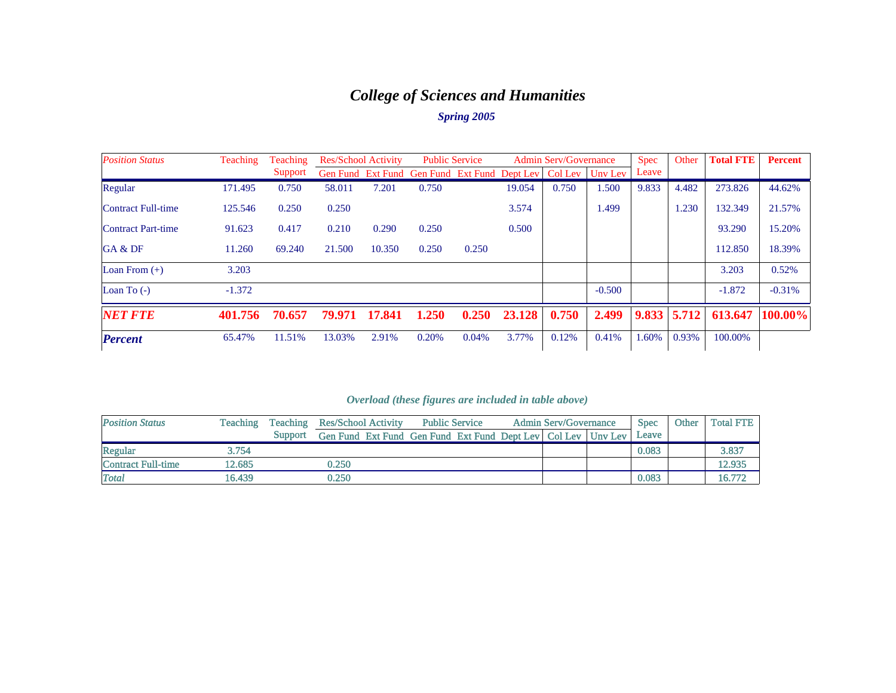# *College of Sciences and Humanities*

***Spring 2005***

| *Position Status* | Teaching | Teaching Support | Res/School Activity | | Public Service | | Admin Serv/Governance | | | Spec Leave | Other | **Total FTE** | **Percent** |
|---|---|---|---|---|---|---|---|---|---|---|---|---|---|
| | | | Gen Fund | Ext Fund | Gen Fund | Ext Fund | Dept Lev | Col Lev | Unv Lev | | | | |
| Regular | 171.495 | 0.750 | 58.011 | 7.201 | 0.750 | | 19.054 | 0.750 | 1.500 | 9.833 | 4.482 | 273.826 | 44.62% |
| Contract Full-time | 125.546 | 0.250 | 0.250 | | | | 3.574 | | 1.499 | | 1.230 | 132.349 | 21.57% |
| Contract Part-time | 91.623 | 0.417 | 0.210 | 0.290 | 0.250 | | 0.500 | | | | | 93.290 | 15.20% |
| GA & DF | 11.260 | 69.240 | 21.500 | 10.350 | 0.250 | 0.250 | | | | | | 112.850 | 18.39% |
| Loan From (+) | 3.203 | | | | | | | | | | | 3.203 | 0.52% |
| Loan To (-) | -1.372 | | | | | | | | -0.500 | | | -1.872 | -0.31% |
| ***NET FTE*** | **401.756** | **70.657** | **79.971** | **17.841** | **1.250** | **0.250** | **23.128** | **0.750** | **2.499** | **9.833** | **5.712** | **613.647** | **100.00%** |
| ***Percent*** | 65.47% | 11.51% | 13.03% | 2.91% | 0.20% | 0.04% | 3.77% | 0.12% | 0.41% | 1.60% | 0.93% | 100.00% | |

***Overload (these figures are included in table above)***

| *Position Status* | Teaching | Teaching Support | Res/School Activity | | Public Service | | Admin Serv/Governance | | | Spec Leave | Other | Total FTE |
|---|---|---|---|---|---|---|---|---|---|---|---|---|
| | | | Gen Fund | Ext Fund | Gen Fund | Ext Fund | Dept Lev | Col Lev | Unv Lev | | | |
| Regular | 3.754 | | | | | | | | | 0.083 | | 3.837 |
| Contract Full-time | 12.685 | | 0.250 | | | | | | | | | 12.935 |
| *Total* | 16.439 | | 0.250 | | | | | | | 0.083 | | 16.772 |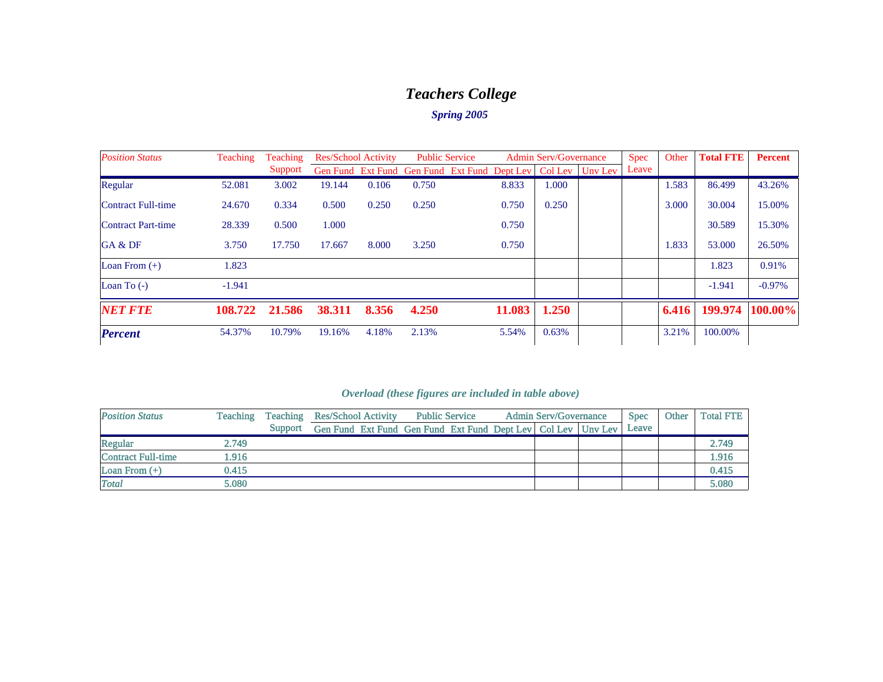# *Teachers College*

### *Spring 2005*

| *Position Status* | Teaching | Teaching Support | Res/School Activity | | Public Service | | Admin Serv/Governance | | | Spec Leave | Other | **Total FTE** | **Percent** |
|---|---|---|---|---|---|---|---|---|---|---|---|---|---|
| | | | Gen Fund | Ext Fund | Gen Fund | Ext Fund | Dept Lev | Col Lev | Unv Lev | | | | |
| Regular | 52.081 | 3.002 | 19.144 | 0.106 | 0.750 | | 8.833 | 1.000 | | | 1.583 | 86.499 | 43.26% |
| Contract Full-time | 24.670 | 0.334 | 0.500 | 0.250 | 0.250 | | 0.750 | 0.250 | | | 3.000 | 30.004 | 15.00% |
| Contract Part-time | 28.339 | 0.500 | 1.000 | | | | 0.750 | | | | | 30.589 | 15.30% |
| GA & DF | 3.750 | 17.750 | 17.667 | 8.000 | 3.250 | | 0.750 | | | | 1.833 | 53.000 | 26.50% |
| Loan From (+) | 1.823 | | | | | | | | | | | 1.823 | 0.91% |
| Loan To (-) | -1.941 | | | | | | | | | | | -1.941 | -0.97% |
| ***NET FTE*** | **108.722** | **21.586** | **38.311** | **8.356** | **4.250** | | **11.083** | **1.250** | | | **6.416** | **199.974** | **100.00%** |
| ***Percent*** | 54.37% | 10.79% | 19.16% | 4.18% | 2.13% | | 5.54% | 0.63% | | | 3.21% | 100.00% | |

### *Overload (these figures are included in table above)*

| *Position Status* | Teaching | Teaching Support | Res/School Activity | | Public Service | | Admin Serv/Governance | | | Spec Leave | Other | Total FTE |
|---|---|---|---|---|---|---|---|---|---|---|---|---|
| | | | Gen Fund | Ext Fund | Gen Fund | Ext Fund | Dept Lev | Col Lev | Unv Lev | | | |
| Regular | 2.749 | | | | | | | | | | | 2.749 |
| Contract Full-time | 1.916 | | | | | | | | | | | 1.916 |
| Loan From (+) | 0.415 | | | | | | | | | | | 0.415 |
| *Total* | 5.080 | | | | | | | | | | | 5.080 |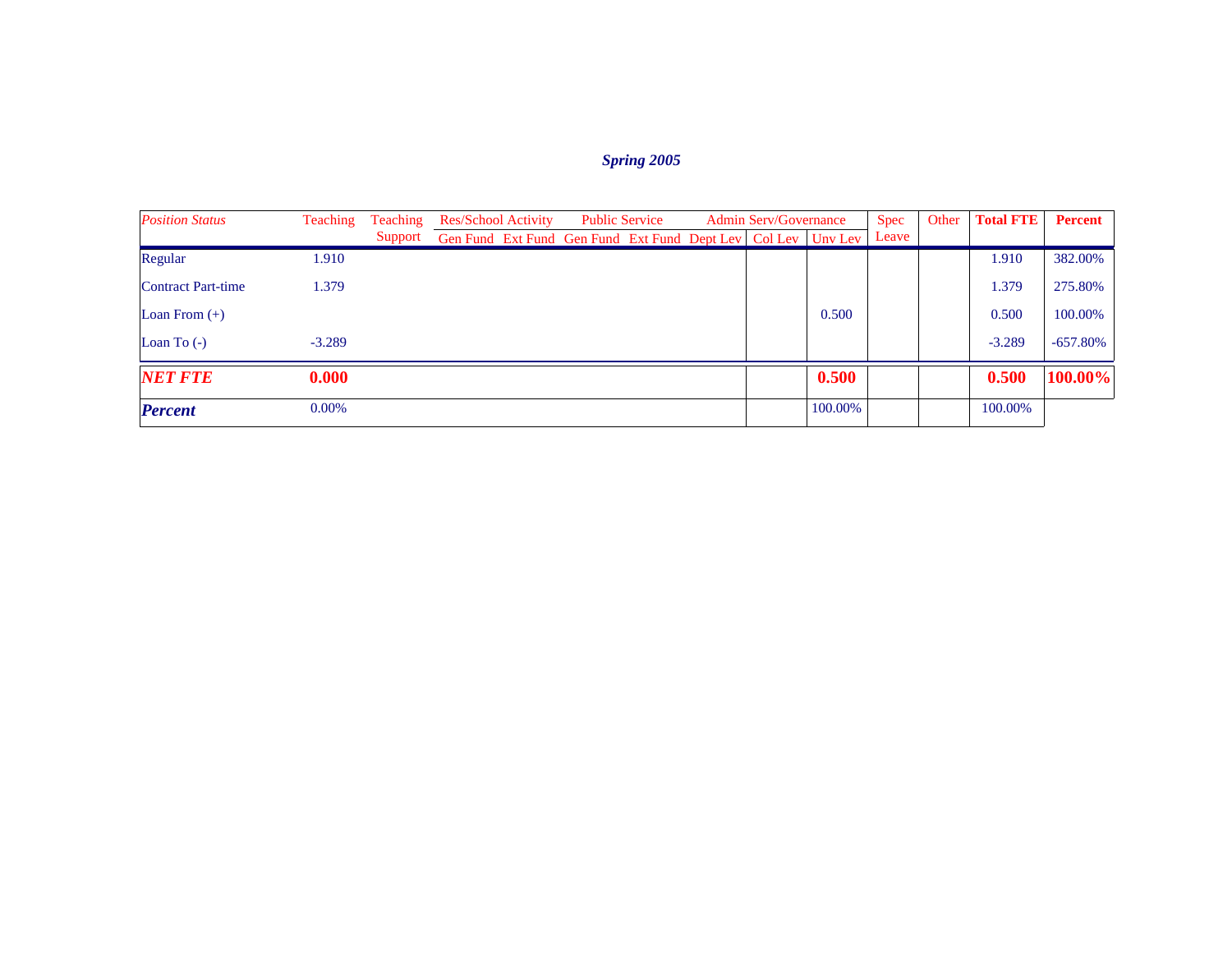***Spring 2005***

| *Position Status* | Teaching | Teaching Support | Res/School Activity Gen Fund | Res/School Activity Ext Fund | Public Service Gen Fund | Public Service Ext Fund | Admin Serv/Governance Dept Lev | Admin Serv/Governance Col Lev | Admin Serv/Governance Unv Lev | Spec Leave | Other | **Total FTE** | **Percent** |
|---|---|---|---|---|---|---|---|---|---|---|---|---|---|
| Regular | 1.910 | | | | | | | | | | | 1.910 | 382.00% |
| Contract Part-time | 1.379 | | | | | | | | | | | 1.379 | 275.80% |
| Loan From (+) | | | | | | | | | 0.500 | | | 0.500 | 100.00% |
| Loan To (-) | -3.289 | | | | | | | | | | | -3.289 | -657.80% |
| ***NET FTE*** | **0.000** | | | | | | | | **0.500** | | | **0.500** | **100.00%** |
| ***Percent*** | 0.00% | | | | | | | | 100.00% | | | 100.00% | |